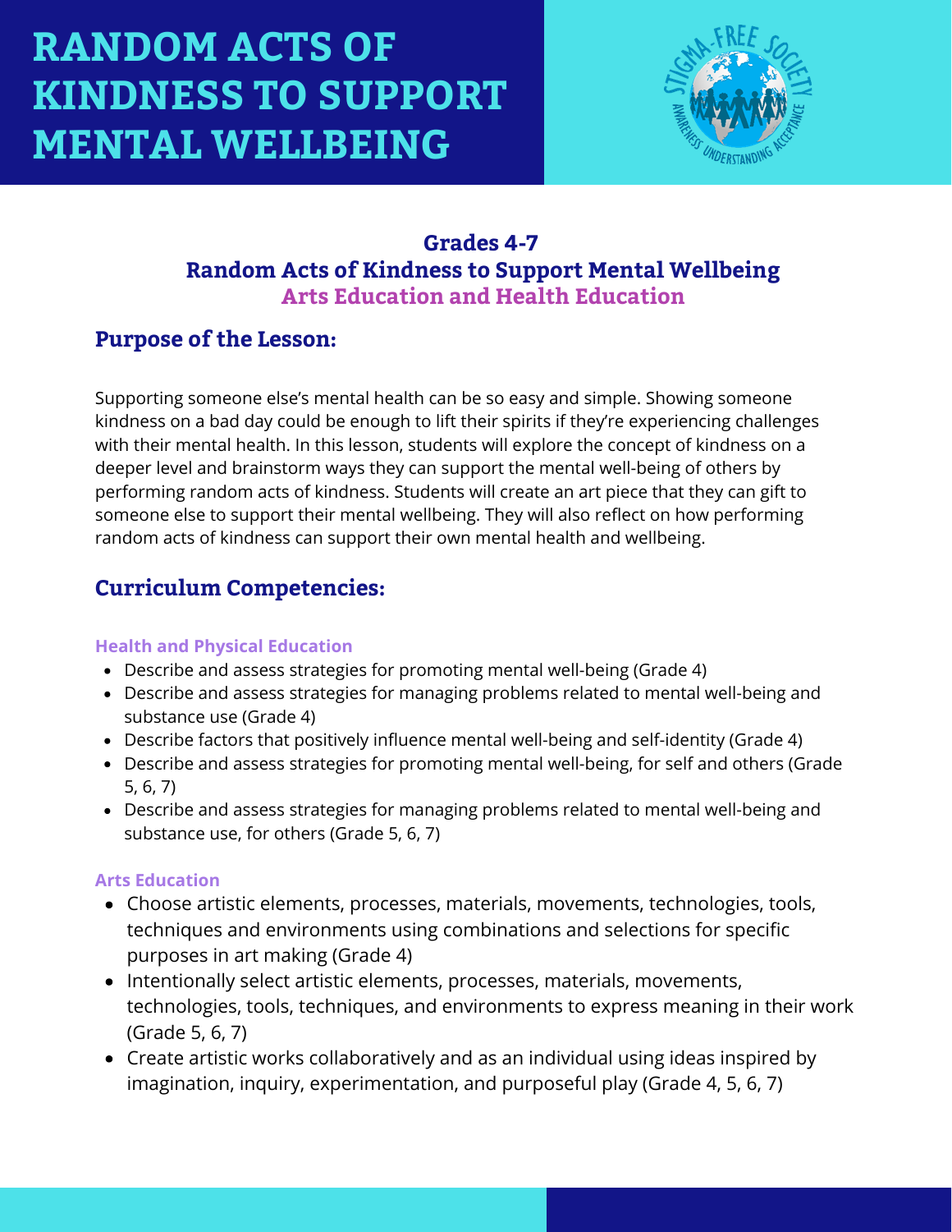# RANDOM ACTS OF KINDNESS TO SUPPORT MENTAL WELLBEING

### Grades 4-7
### Random Acts of Kindness to Support Mental Wellbeing
### Arts Education and Health Education

## Purpose of the Lesson:

Supporting someone else's mental health can be so easy and simple. Showing someone kindness on a bad day could be enough to lift their spirits if they're experiencing challenges with their mental health. In this lesson, students will explore the concept of kindness on a deeper level and brainstorm ways they can support the mental well-being of others by performing random acts of kindness. Students will create an art piece that they can gift to someone else to support their mental wellbeing. They will also reflect on how performing random acts of kindness can support their own mental health and wellbeing.

## Curriculum Competencies:

#### Health and Physical Education

- Describe and assess strategies for promoting mental well-being (Grade 4)
- Describe and assess strategies for managing problems related to mental well-being and substance use (Grade 4)
- Describe factors that positively influence mental well-being and self-identity (Grade 4)
- Describe and assess strategies for promoting mental well-being, for self and others (Grade 5, 6, 7)
- Describe and assess strategies for managing problems related to mental well-being and substance use, for others (Grade 5, 6, 7)

#### Arts Education

- Choose artistic elements, processes, materials, movements, technologies, tools, techniques and environments using combinations and selections for specific purposes in art making (Grade 4)
- Intentionally select artistic elements, processes, materials, movements, technologies, tools, techniques, and environments to express meaning in their work (Grade 5, 6, 7)
- Create artistic works collaboratively and as an individual using ideas inspired by imagination, inquiry, experimentation, and purposeful play (Grade 4, 5, 6, 7)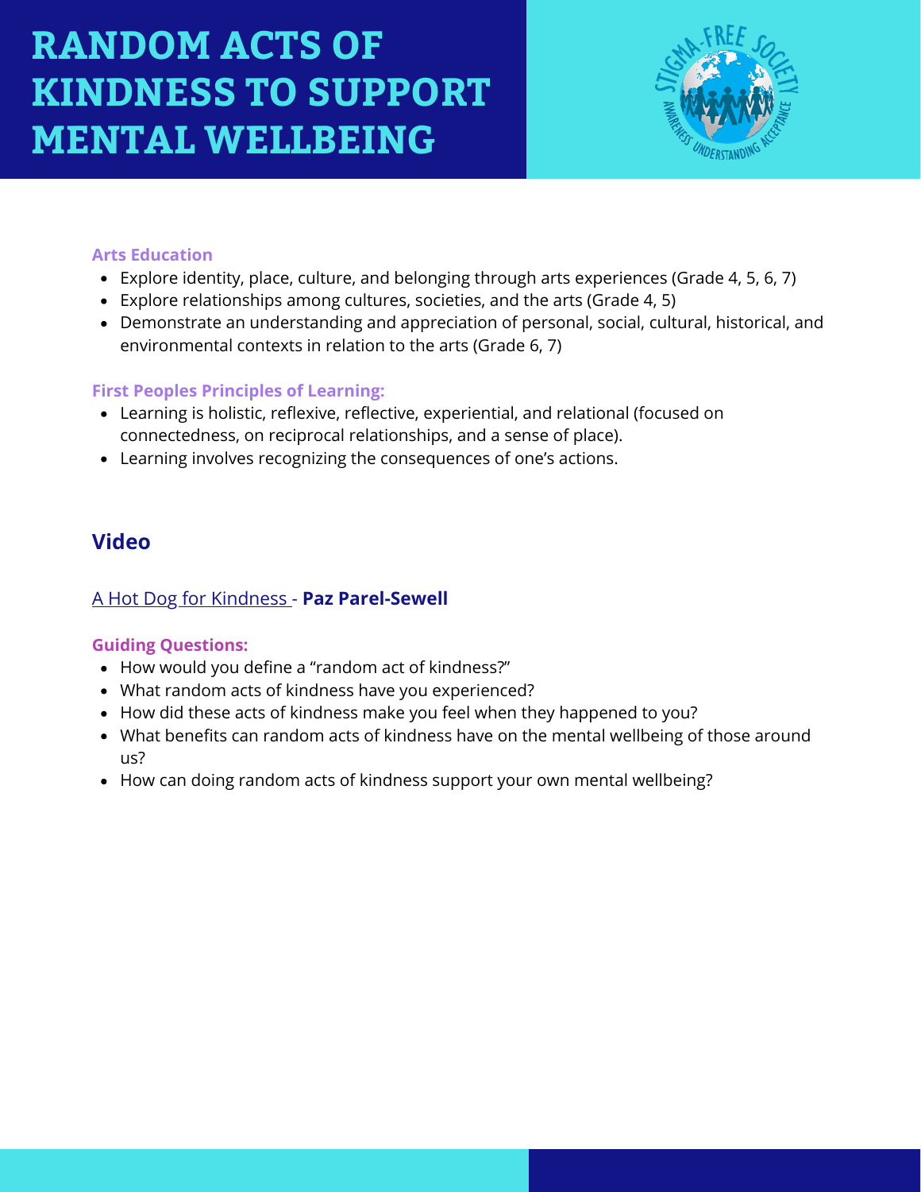# RANDOM ACTS OF KINDNESS TO SUPPORT MENTAL WELLBEING

**Arts Education**

- Explore identity, place, culture, and belonging through arts experiences (Grade 4, 5, 6, 7)
- Explore relationships among cultures, societies, and the arts (Grade 4, 5)
- Demonstrate an understanding and appreciation of personal, social, cultural, historical, and environmental contexts in relation to the arts (Grade 6, 7)

**First Peoples Principles of Learning:**

- Learning is holistic, reflexive, reflective, experiential, and relational (focused on connectedness, on reciprocal relationships, and a sense of place).
- Learning involves recognizing the consequences of one's actions.

## Video

A Hot Dog for Kindness - **Paz Parel-Sewell**

**Guiding Questions:**

- How would you define a "random act of kindness?"
- What random acts of kindness have you experienced?
- How did these acts of kindness make you feel when they happened to you?
- What benefits can random acts of kindness have on the mental wellbeing of those around us?
- How can doing random acts of kindness support your own mental wellbeing?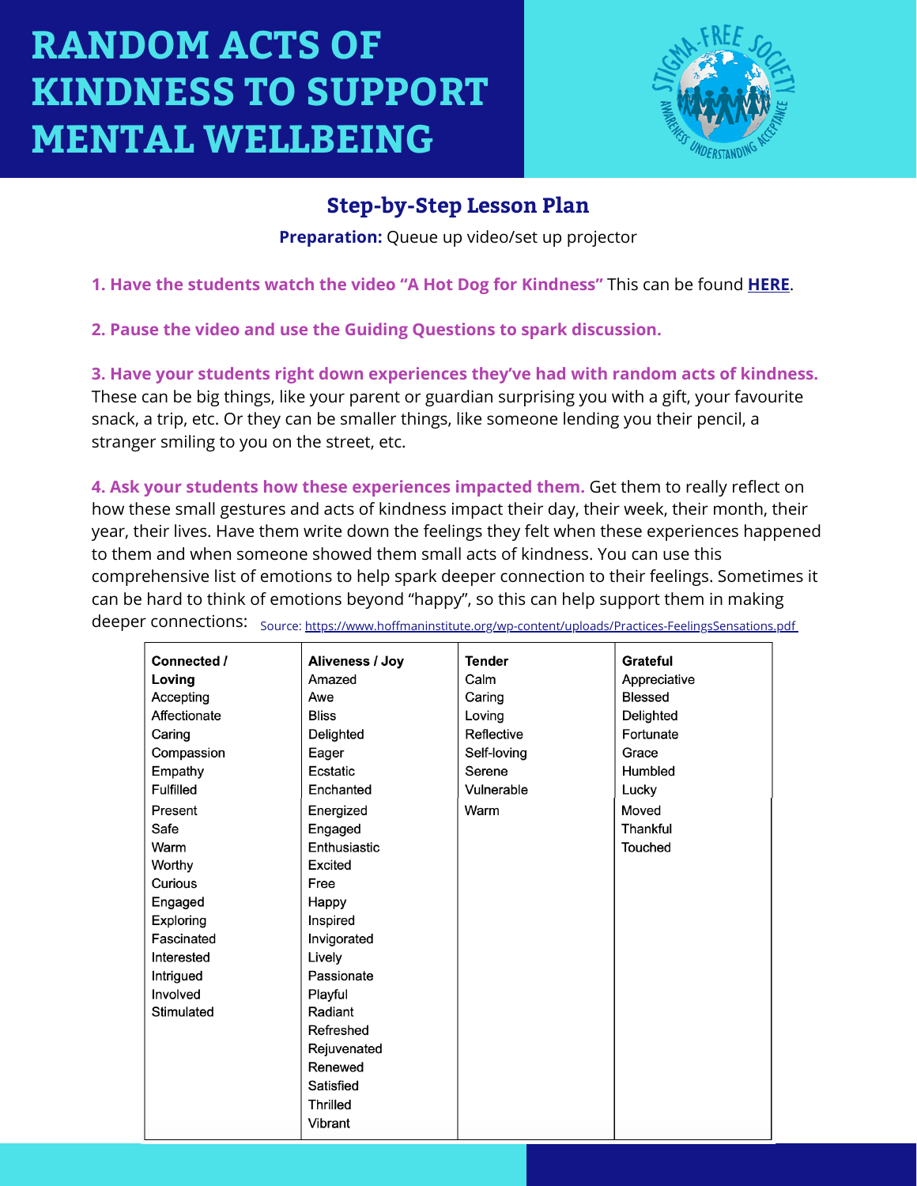# RANDOM ACTS OF KINDNESS TO SUPPORT MENTAL WELLBEING

## Step-by-Step Lesson Plan

**Preparation:** Queue up video/set up projector

**1. Have the students watch the video "A Hot Dog for Kindness"** This can be found **HERE**.

**2. Pause the video and use the Guiding Questions to spark discussion.**

**3. Have your students right down experiences they've had with random acts of kindness.** These can be big things, like your parent or guardian surprising you with a gift, your favourite snack, a trip, etc. Or they can be smaller things, like someone lending you their pencil, a stranger smiling to you on the street, etc.

**4. Ask your students how these experiences impacted them.** Get them to really reflect on how these small gestures and acts of kindness impact their day, their week, their month, their year, their lives. Have them write down the feelings they felt when these experiences happened to them and when someone showed them small acts of kindness. You can use this comprehensive list of emotions to help spark deeper connection to their feelings. Sometimes it can be hard to think of emotions beyond "happy", so this can help support them in making deeper connections: Source: https://www.hoffmaninstitute.org/wp-content/uploads/Practices-FeelingsSensations.pdf

| Connected / Loving | Aliveness / Joy | Tender | Grateful |
|---|---|---|---|
| Accepting | Amazed | Calm | Appreciative |
| Affectionate | Awe | Caring | Blessed |
| Caring | Bliss | Loving | Delighted |
| Compassion | Delighted | Reflective | Fortunate |
| Empathy | Eager | Self-loving | Grace |
| Fulfilled | Ecstatic | Serene | Humbled |
| Present | Enchanted | Vulnerable | Lucky |
| Safe | Energized | Warm | Moved |
| Warm | Engaged | | Thankful |
| Worthy | Enthusiastic | | Touched |
| Curious | Excited | | |
| Engaged | Free | | |
| Exploring | Happy | | |
| Fascinated | Inspired | | |
| Interested | Invigorated | | |
| Intrigued | Lively | | |
| Involved | Passionate | | |
| Stimulated | Playful | | |
| | Radiant | | |
| | Refreshed | | |
| | Rejuvenated | | |
| | Renewed | | |
| | Satisfied | | |
| | Thrilled | | |
| | Vibrant | | |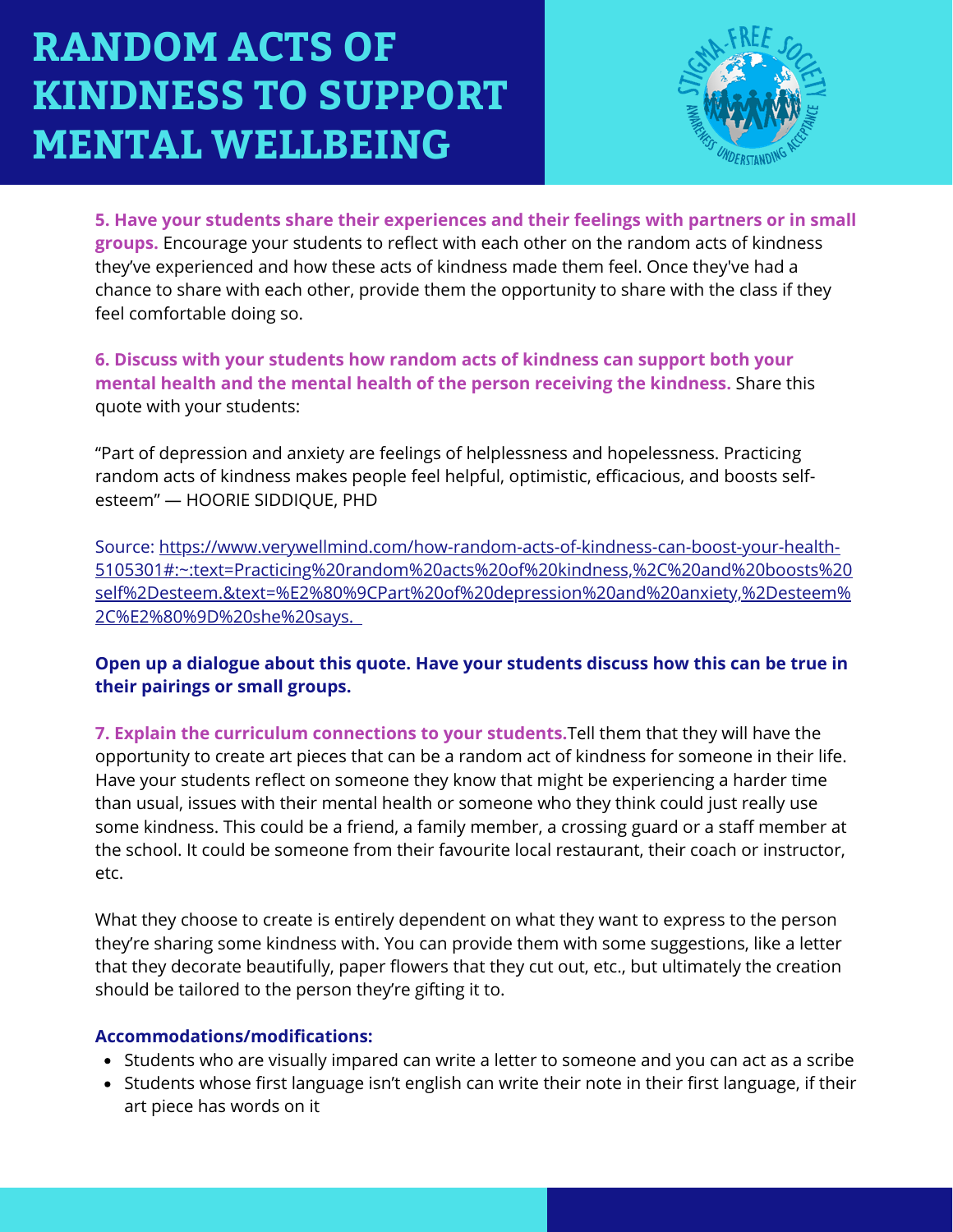# RANDOM ACTS OF KINDNESS TO SUPPORT MENTAL WELLBEING

**5. Have your students share their experiences and their feelings with partners or in small groups.** Encourage your students to reflect with each other on the random acts of kindness they've experienced and how these acts of kindness made them feel. Once they've had a chance to share with each other, provide them the opportunity to share with the class if they feel comfortable doing so.

**6. Discuss with your students how random acts of kindness can support both your mental health and the mental health of the person receiving the kindness.** Share this quote with your students:

"Part of depression and anxiety are feelings of helplessness and hopelessness. Practicing random acts of kindness makes people feel helpful, optimistic, efficacious, and boosts self-esteem" — HOORIE SIDDIQUE, PHD

Source: [https://www.verywellmind.com/how-random-acts-of-kindness-can-boost-your-health-5105301#:~:text=Practicing%20random%20acts%20of%20kindness,%2C%20and%20boosts%20self%2Desteem.&text=%E2%80%9CPart%20of%20depression%20and%20anxiety,%2Desteem%2C%E2%80%9D%20she%20says.](https://www.verywellmind.com/how-random-acts-of-kindness-can-boost-your-health-5105301#:~:text=Practicing%20random%20acts%20of%20kindness,%2C%20and%20boosts%20self%2Desteem.&text=%E2%80%9CPart%20of%20depression%20and%20anxiety,%2Desteem%2C%E2%80%9D%20she%20says.)

**Open up a dialogue about this quote. Have your students discuss how this can be true in their pairings or small groups.**

**7. Explain the curriculum connections to your students.** Tell them that they will have the opportunity to create art pieces that can be a random act of kindness for someone in their life. Have your students reflect on someone they know that might be experiencing a harder time than usual, issues with their mental health or someone who they think could just really use some kindness. This could be a friend, a family member, a crossing guard or a staff member at the school. It could be someone from their favourite local restaurant, their coach or instructor, etc.

What they choose to create is entirely dependent on what they want to express to the person they're sharing some kindness with. You can provide them with some suggestions, like a letter that they decorate beautifully, paper flowers that they cut out, etc., but ultimately the creation should be tailored to the person they're gifting it to.

**Accommodations/modifications:**

- Students who are visually impared can write a letter to someone and you can act as a scribe
- Students whose first language isn't english can write their note in their first language, if their art piece has words on it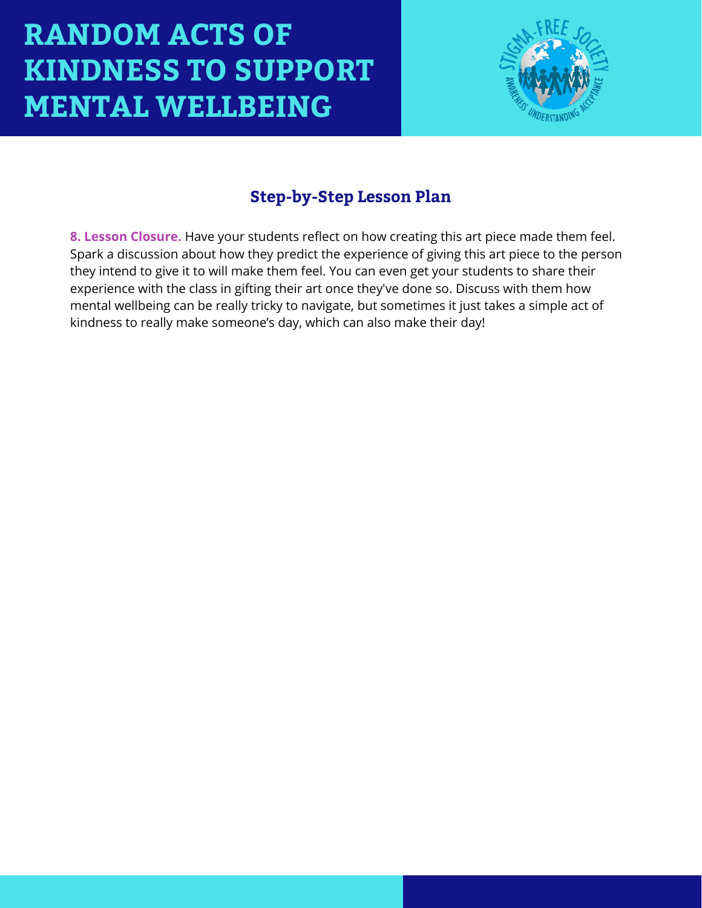# RANDOM ACTS OF KINDNESS TO SUPPORT MENTAL WELLBEING

## Step-by-Step Lesson Plan

**8. Lesson Closure.** Have your students reflect on how creating this art piece made them feel. Spark a discussion about how they predict the experience of giving this art piece to the person they intend to give it to will make them feel. You can even get your students to share their experience with the class in gifting their art once they've done so. Discuss with them how mental wellbeing can be really tricky to navigate, but sometimes it just takes a simple act of kindness to really make someone's day, which can also make their day!